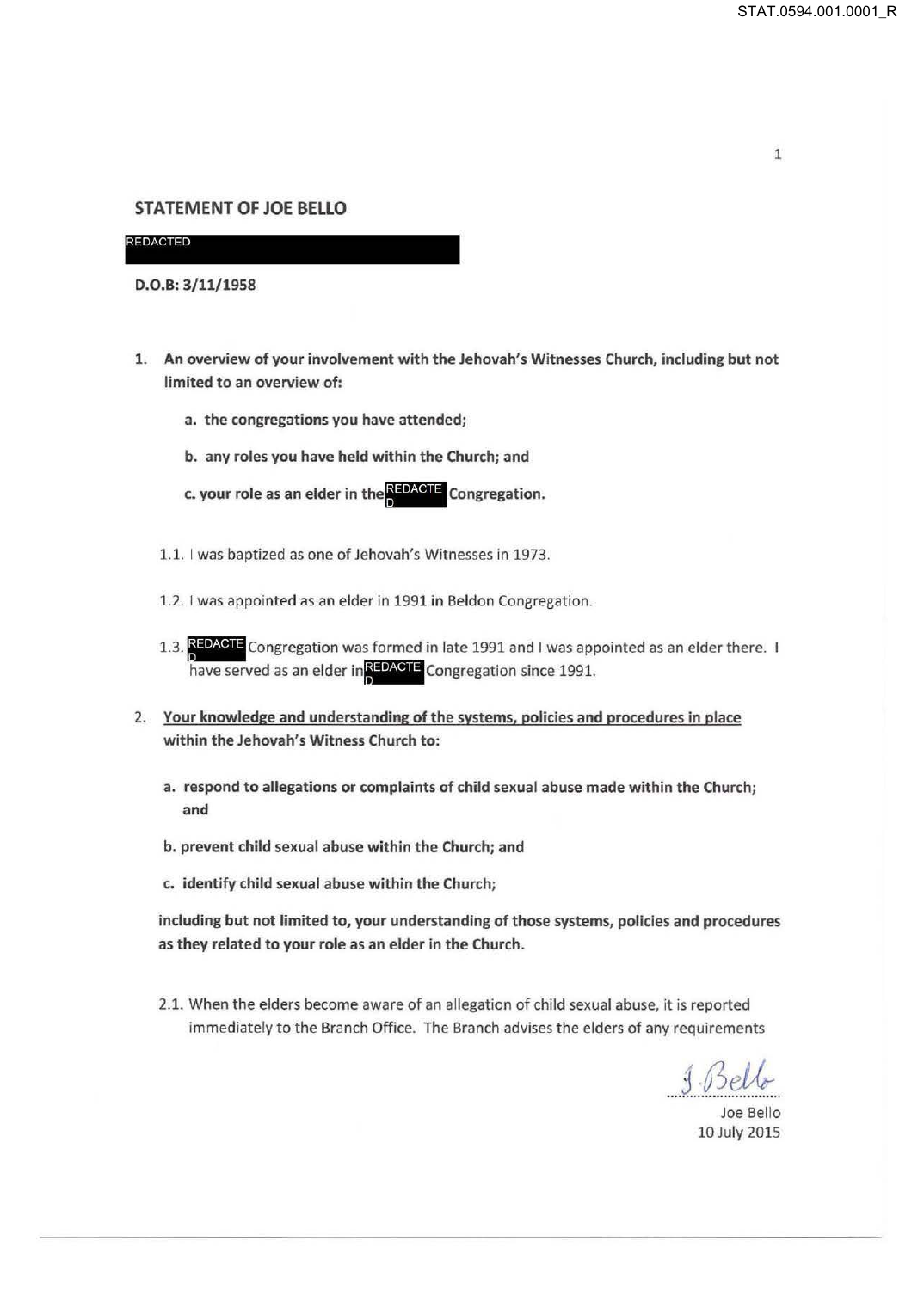## STATEMENT OF JOE BELLO

REDACTED

**D.O.B: 3/11/1958**

1. **An overview of your involvement with the Jehovah's Witnesses Church, including but not limited to an overview of:**

   a. **the congregations you have attended;**

   b. **any roles you have held within the Church; and**

   c. **your role as an elder in the REDACTED Congregation.**

1.1. I was baptized as one of Jehovah's Witnesses in 1973.

1.2. I was appointed as an elder in 1991 in Beldon Congregation.

1.3. REDACTED Congregation was formed in late 1991 and I was appointed as an elder there. I have served as an elder in REDACTED Congregation since 1991.

2. **<u>Your knowledge and understanding of the systems, policies and procedures in place</u> within the Jehovah's Witness Church to:**

   a. **respond to allegations or complaints of child sexual abuse made within the Church; and**

   b. **prevent child sexual abuse within the Church; and**

   c. **identify child sexual abuse within the Church;**

   **including but not limited to, your understanding of those systems, policies and procedures as they related to your role as an elder in the Church.**

2.1. When the elders become aware of an allegation of child sexual abuse, it is reported immediately to the Branch Office. The Branch advises the elders of any requirements

J. Bello

Joe Bello
10 July 2015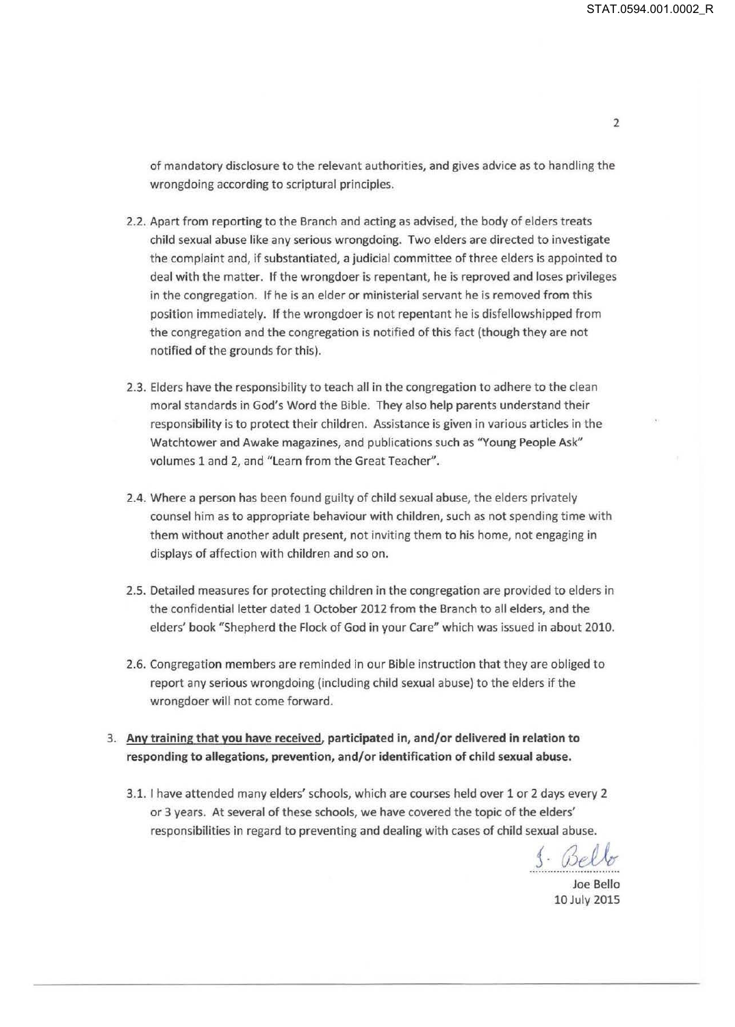of mandatory disclosure to the relevant authorities, and gives advice as to handling the wrongdoing according to scriptural principles.

2.2. Apart from reporting to the Branch and acting as advised, the body of elders treats child sexual abuse like any serious wrongdoing. Two elders are directed to investigate the complaint and, if substantiated, a judicial committee of three elders is appointed to deal with the matter. If the wrongdoer is repentant, he is reproved and loses privileges in the congregation. If he is an elder or ministerial servant he is removed from this position immediately. If the wrongdoer is not repentant he is disfellowshipped from the congregation and the congregation is notified of this fact (though they are not notified of the grounds for this).

2.3. Elders have the responsibility to teach all in the congregation to adhere to the clean moral standards in God's Word the Bible. They also help parents understand their responsibility is to protect their children. Assistance is given in various articles in the Watchtower and Awake magazines, and publications such as "Young People Ask" volumes 1 and 2, and "Learn from the Great Teacher".

2.4. Where a person has been found guilty of child sexual abuse, the elders privately counsel him as to appropriate behaviour with children, such as not spending time with them without another adult present, not inviting them to his home, not engaging in displays of affection with children and so on.

2.5. Detailed measures for protecting children in the congregation are provided to elders in the confidential letter dated 1 October 2012 from the Branch to all elders, and the elders' book "Shepherd the Flock of God in your Care" which was issued in about 2010.

2.6. Congregation members are reminded in our Bible instruction that they are obliged to report any serious wrongdoing (including child sexual abuse) to the elders if the wrongdoer will not come forward.

3. **<u>Any training that you have received</u>, participated in, and/or delivered in relation to responding to allegations, prevention, and/or identification of child sexual abuse.**

3.1. I have attended many elders' schools, which are courses held over 1 or 2 days every 2 or 3 years. At several of these schools, we have covered the topic of the elders' responsibilities in regard to preventing and dealing with cases of child sexual abuse.

J. Bello

Joe Bello
10 July 2015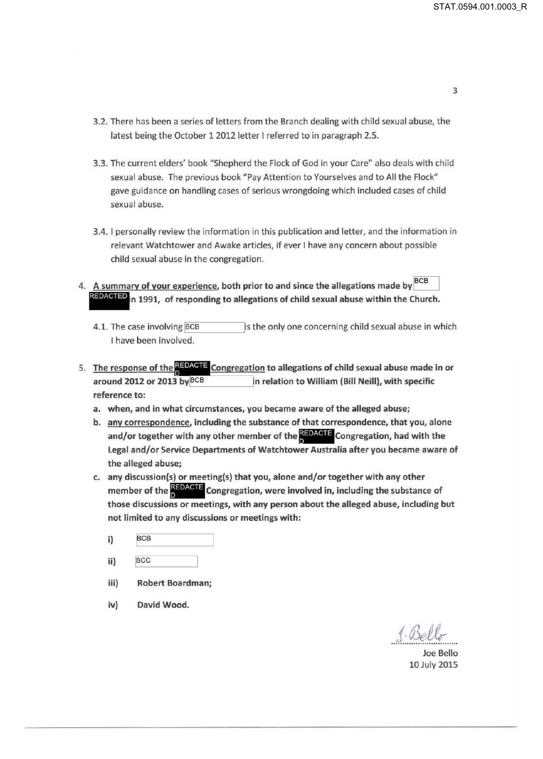3.2. There has been a series of letters from the Branch dealing with child sexual abuse, the latest being the October 1 2012 letter I referred to in paragraph 2.5.

3.3. The current elders' book "Shepherd the Flock of God in your Care" also deals with child sexual abuse. The previous book "Pay Attention to Yourselves and to All the Flock" gave guidance on handling cases of serious wrongdoing which included cases of child sexual abuse.

3.4. I personally review the information in this publication and letter, and the information in relevant Watchtower and Awake articles, if ever I have any concern about possible child sexual abuse in the congregation.

4. **<u>A summary of your experience</u>, both prior to and since the allegations made by BCB REDACTED in 1991, of responding to allegations of child sexual abuse within the Church.**

 4.1. The case involving BCB is the only one concerning child sexual abuse in which I have been involved.

5. **<u>The response of the REDACTED Congregation</u> to allegations of child sexual abuse made in or around 2012 or 2013 by BCB in relation to William (Bill Neill), with specific reference to:**

 a. **when, and in what circumstances, you became aware of the alleged abuse;**

 b. **<u>any correspondence</u>, including the substance of that correspondence, that you, alone and/or together with any other member of the REDACTED Congregation, had with the Legal and/or Service Departments of Watchtower Australia after you became aware of the alleged abuse;**

 c. **any discussion(s) or meeting(s) that you, alone and/or together with any other member of the REDACTED Congregation, were involved in, including the substance of those discussions or meetings, with any person about the alleged abuse, including but not limited to any discussions or meetings with:**

 i) BCB

 ii) BCC

 iii) **Robert Boardman;**

 iv) **David Wood.**

J. Bello

Joe Bello
10 July 2015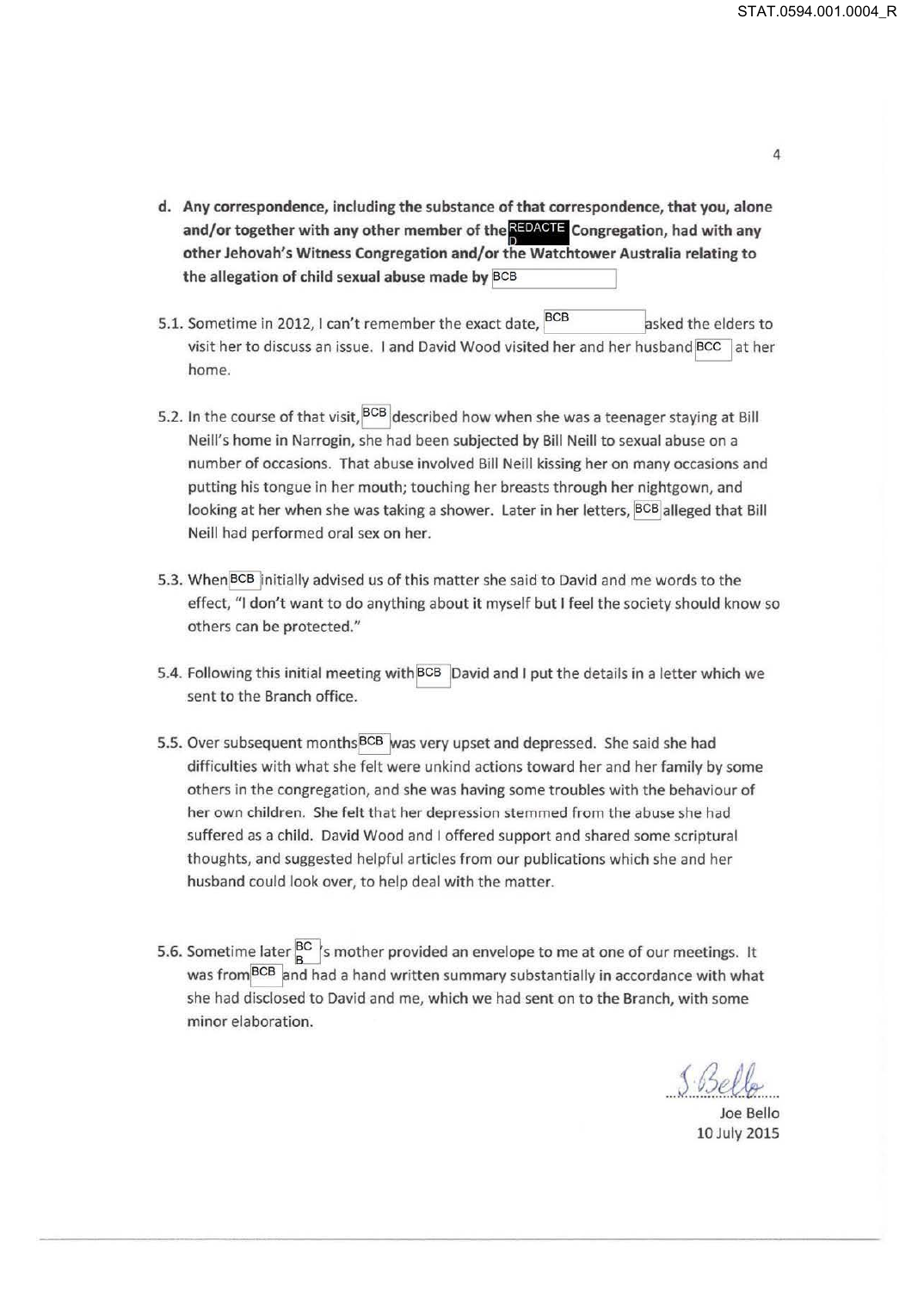d. **Any correspondence, including the substance of that correspondence, that you, alone and/or together with any other member of the REDACTED Congregation, had with any other Jehovah's Witness Congregation and/or the Watchtower Australia relating to the allegation of child sexual abuse made by BCB**

5.1. Sometime in 2012, I can't remember the exact date, BCB asked the elders to visit her to discuss an issue. I and David Wood visited her and her husband BCC at her home.

5.2. In the course of that visit, BCB described how when she was a teenager staying at Bill Neill's home in Narrogin, she had been subjected by Bill Neill to sexual abuse on a number of occasions. That abuse involved Bill Neill kissing her on many occasions and putting his tongue in her mouth; touching her breasts through her nightgown, and looking at her when she was taking a shower. Later in her letters, BCB alleged that Bill Neill had performed oral sex on her.

5.3. When BCB initially advised us of this matter she said to David and me words to the effect, "I don't want to do anything about it myself but I feel the society should know so others can be protected."

5.4. Following this initial meeting with BCB David and I put the details in a letter which we sent to the Branch office.

5.5. Over subsequent months BCB was very upset and depressed. She said she had difficulties with what she felt were unkind actions toward her and her family by some others in the congregation, and she was having some troubles with the behaviour of her own children. She felt that her depression stemmed from the abuse she had suffered as a child. David Wood and I offered support and shared some scriptural thoughts, and suggested helpful articles from our publications which she and her husband could look over, to help deal with the matter.

5.6. Sometime later BCB's mother provided an envelope to me at one of our meetings. It was from BCB and had a hand written summary substantially in accordance with what she had disclosed to David and me, which we had sent on to the Branch, with some minor elaboration.

S. Bello

Joe Bello
10 July 2015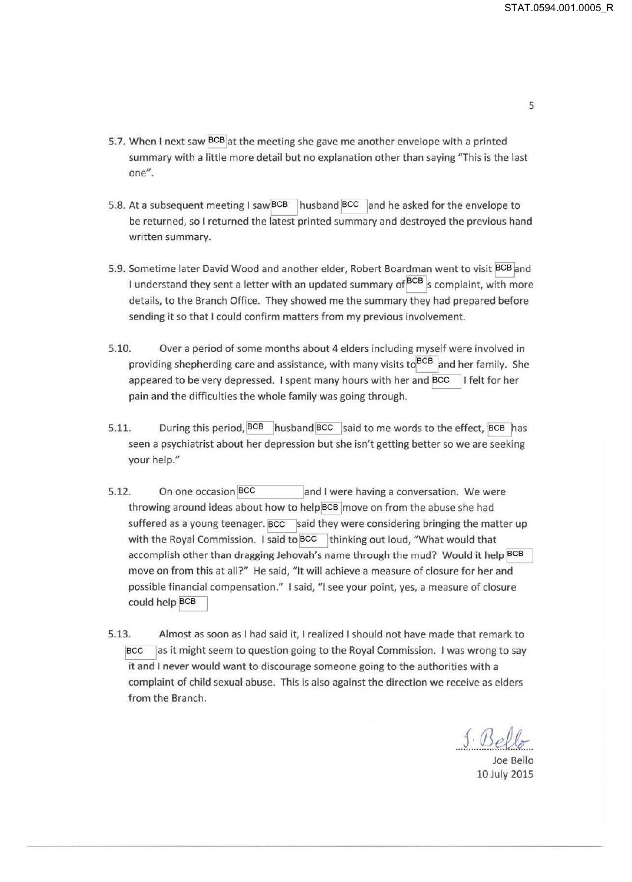5.7. When I next saw BCB at the meeting she gave me another envelope with a printed summary with a little more detail but no explanation other than saying "This is the last one".

5.8. At a subsequent meeting I saw BCB husband BCC and he asked for the envelope to be returned, so I returned the latest printed summary and destroyed the previous hand written summary.

5.9. Sometime later David Wood and another elder, Robert Boardman went to visit BCB and I understand they sent a letter with an updated summary of BCB s complaint, with more details, to the Branch Office. They showed me the summary they had prepared before sending it so that I could confirm matters from my previous involvement.

5.10. Over a period of some months about 4 elders including myself were involved in providing shepherding care and assistance, with many visits to BCB and her family. She appeared to be very depressed. I spent many hours with her and BCC I felt for her pain and the difficulties the whole family was going through.

5.11. During this period, BCB husband BCC said to me words to the effect, BCB has seen a psychiatrist about her depression but she isn't getting better so we are seeking your help."

5.12. On one occasion BCC and I were having a conversation. We were throwing around ideas about how to help BCB move on from the abuse she had suffered as a young teenager. BCC said they were considering bringing the matter up with the Royal Commission. I said to BCC thinking out loud, "What would that accomplish other than dragging Jehovah's name through the mud? Would it help BCB move on from this at all?" He said, "It will achieve a measure of closure for her and possible financial compensation." I said, "I see your point, yes, a measure of closure could help BCB

5.13. Almost as soon as I had said it, I realized I should not have made that remark to BCC as it might seem to question going to the Royal Commission. I was wrong to say it and I never would want to discourage someone going to the authorities with a complaint of child sexual abuse. This is also against the direction we receive as elders from the Branch.

J. Bello

Joe Bello
10 July 2015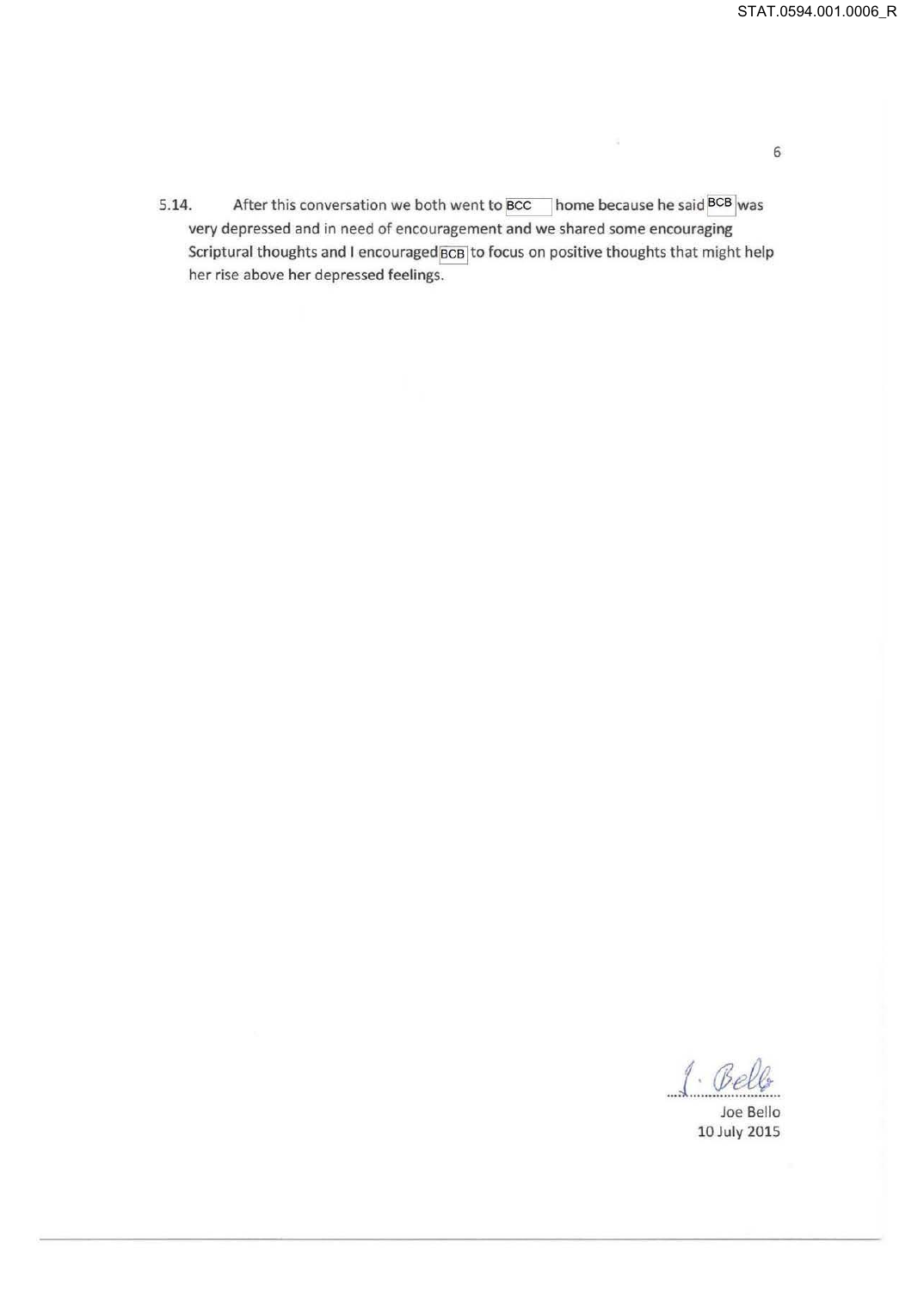5.14. After this conversation we both went to BCC home because he said BCB was very depressed and in need of encouragement and we shared some encouraging Scriptural thoughts and I encouraged BCB to focus on positive thoughts that might help her rise above her depressed feelings.

J. Bello

Joe Bello
10 July 2015